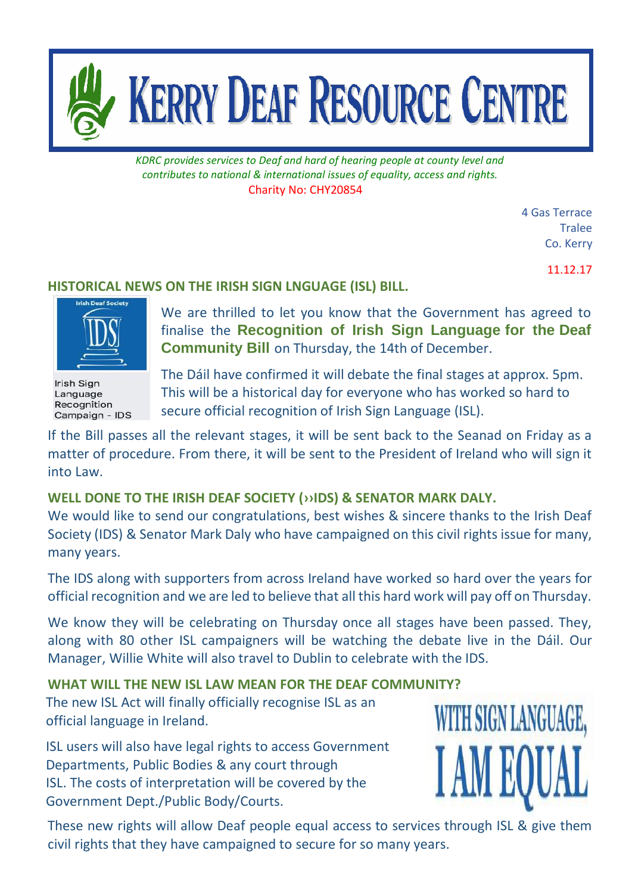# KERRY DEAF RESOURCE CENTRE

*KDRC provides services to Deaf and hard of hearing people at county level and contributes to national & international issues of equality, access and rights.*

Charity No: CHY20854

4 Gas Terrace
Tralee
Co. Kerry

11.12.17

## HISTORICAL NEWS ON THE IRISH SIGN LNGUAGE (ISL) BILL.

Irish Deaf Society

IDS

Irish Sign Language Recognition Campaign - IDS

We are thrilled to let you know that the Government has agreed to finalise the **Recognition of Irish Sign Language for the Deaf Community Bill** on Thursday, the 14th of December.

The Dáil have confirmed it will debate the final stages at approx. 5pm. This will be a historical day for everyone who has worked so hard to secure official recognition of Irish Sign Language (ISL).

If the Bill passes all the relevant stages, it will be sent back to the Seanad on Friday as a matter of procedure. From there, it will be sent to the President of Ireland who will sign it into Law.

## WELL DONE TO THE IRISH DEAF SOCIETY (››IDS) & SENATOR MARK DALY.

We would like to send our congratulations, best wishes & sincere thanks to the Irish Deaf Society (IDS) & Senator Mark Daly who have campaigned on this civil rights issue for many, many years.

The IDS along with supporters from across Ireland have worked so hard over the years for official recognition and we are led to believe that all this hard work will pay off on Thursday.

We know they will be celebrating on Thursday once all stages have been passed. They, along with 80 other ISL campaigners will be watching the debate live in the Dáil. Our Manager, Willie White will also travel to Dublin to celebrate with the IDS.

## WHAT WILL THE NEW ISL LAW MEAN FOR THE DEAF COMMUNITY?

The new ISL Act will finally officially recognise ISL as an official language in Ireland.

ISL users will also have legal rights to access Government Departments, Public Bodies & any court through ISL. The costs of interpretation will be covered by the Government Dept./Public Body/Courts.

WITH SIGN LANGUAGE, I AM EQUAL

These new rights will allow Deaf people equal access to services through ISL & give them civil rights that they have campaigned to secure for so many years.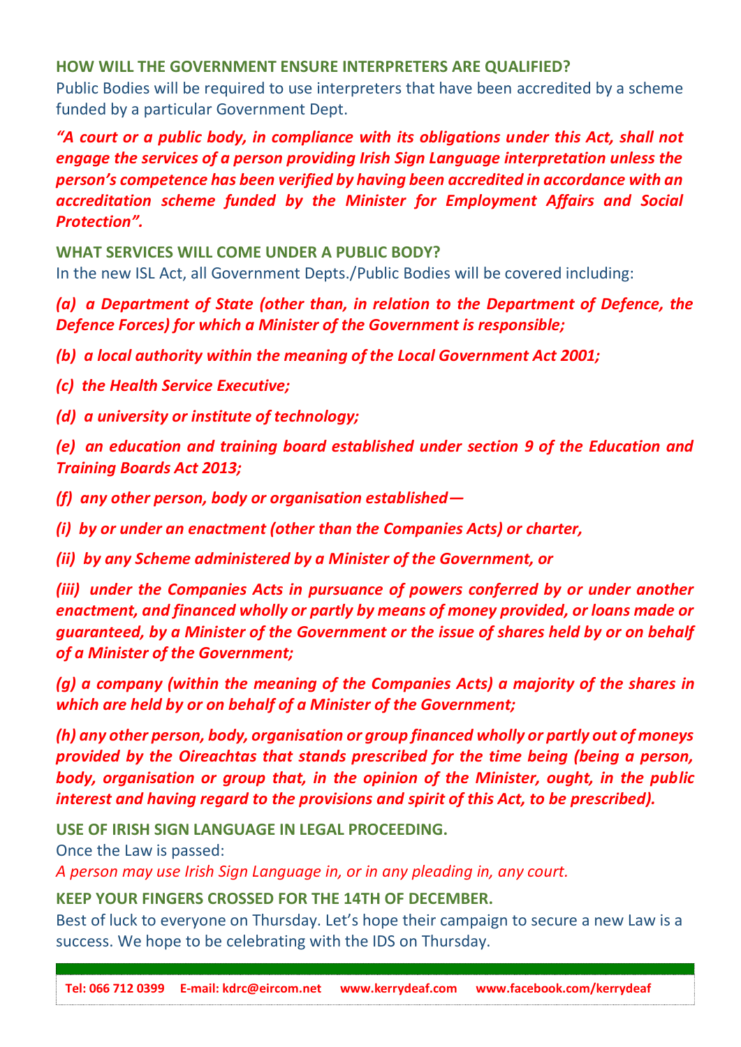**HOW WILL THE GOVERNMENT ENSURE INTERPRETERS ARE QUALIFIED?**

Public Bodies will be required to use interpreters that have been accredited by a scheme funded by a particular Government Dept.

***"A court or a public body, in compliance with its obligations under this Act, shall not engage the services of a person providing Irish Sign Language interpretation unless the person's competence has been verified by having been accredited in accordance with an accreditation scheme funded by the Minister for Employment Affairs and Social Protection".***

**WHAT SERVICES WILL COME UNDER A PUBLIC BODY?**

In the new ISL Act, all Government Depts./Public Bodies will be covered including:

***(a) a Department of State (other than, in relation to the Department of Defence, the Defence Forces) for which a Minister of the Government is responsible;***

***(b) a local authority within the meaning of the Local Government Act 2001;***

***(c) the Health Service Executive;***

***(d) a university or institute of technology;***

***(e) an education and training board established under section 9 of the Education and Training Boards Act 2013;***

***(f) any other person, body or organisation established—***

***(i) by or under an enactment (other than the Companies Acts) or charter,***

***(ii) by any Scheme administered by a Minister of the Government, or***

***(iii) under the Companies Acts in pursuance of powers conferred by or under another enactment, and financed wholly or partly by means of money provided, or loans made or guaranteed, by a Minister of the Government or the issue of shares held by or on behalf of a Minister of the Government;***

***(g) a company (within the meaning of the Companies Acts) a majority of the shares in which are held by or on behalf of a Minister of the Government;***

***(h) any other person, body, organisation or group financed wholly or partly out of moneys provided by the Oireachtas that stands prescribed for the time being (being a person, body, organisation or group that, in the opinion of the Minister, ought, in the public interest and having regard to the provisions and spirit of this Act, to be prescribed).***

**USE OF IRISH SIGN LANGUAGE IN LEGAL PROCEEDING.**

Once the Law is passed:

*A person may use Irish Sign Language in, or in any pleading in, any court.*

**KEEP YOUR FINGERS CROSSED FOR THE 14TH OF DECEMBER.**

Best of luck to everyone on Thursday. Let's hope their campaign to secure a new Law is a success. We hope to be celebrating with the IDS on Thursday.

**Tel: 066 712 0399 E-mail: kdrc@eircom.net www.kerrydeaf.com www.facebook.com/kerrydeaf**